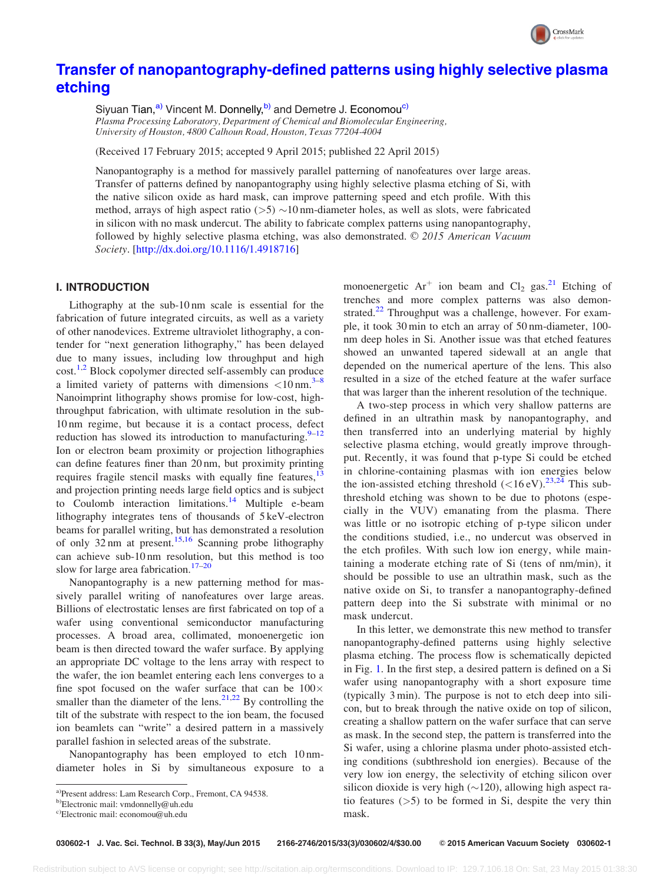# Transfer of nanopantography-defined patterns using highly selective plasma etching

Siyuan Tian,[a] Vincent M. Donnelly,[b] and Demetre J. Economou[c]

*Plasma Processing Laboratory, Department of Chemical and Biomolecular Engineering, University of Houston, 4800 Calhoun Road, Houston, Texas 77204-4004*

(Received 17 February 2015; accepted 9 April 2015; published 22 April 2015)

Nanopantography is a method for massively parallel patterning of nanofeatures over large areas. Transfer of patterns defined by nanopantography using highly selective plasma etching of Si, with the native silicon oxide as hard mask, can improve patterning speed and etch profile. With this method, arrays of high aspect ratio (>5) ∼10 nm-diameter holes, as well as slots, were fabricated in silicon with no mask undercut. The ability to fabricate complex patterns using nanopantography, followed by highly selective plasma etching, was also demonstrated. © 2015 American Vacuum Society. [http://dx.doi.org/10.1116/1.4918716]

## I. INTRODUCTION

Lithography at the sub-10 nm scale is essential for the fabrication of future integrated circuits, as well as a variety of other nanodevices. Extreme ultraviolet lithography, a contender for "next generation lithography," has been delayed due to many issues, including low throughput and high cost.[1,2] Block copolymer directed self-assembly can produce a limited variety of patterns with dimensions <10 nm.[3–8] Nanoimprint lithography shows promise for low-cost, high-throughput fabrication, with ultimate resolution in the sub-10 nm regime, but because it is a contact process, defect reduction has slowed its introduction to manufacturing.[9–12] Ion or electron beam proximity or projection lithographies can define features finer than 20 nm, but proximity printing requires fragile stencil masks with equally fine features,[13] and projection printing needs large field optics and is subject to Coulomb interaction limitations.[14] Multiple e-beam lithography integrates tens of thousands of 5 keV-electron beams for parallel writing, but has demonstrated a resolution of only 32 nm at present.[15,16] Scanning probe lithography can achieve sub-10 nm resolution, but this method is too slow for large area fabrication.[17–20]

Nanopantography is a new patterning method for massively parallel writing of nanofeatures over large areas. Billions of electrostatic lenses are first fabricated on top of a wafer using conventional semiconductor manufacturing processes. A broad area, collimated, monoenergetic ion beam is then directed toward the wafer surface. By applying an appropriate DC voltage to the lens array with respect to the wafer, the ion beamlet entering each lens converges to a fine spot focused on the wafer surface that can be 100× smaller than the diameter of the lens.[21,22] By controlling the tilt of the substrate with respect to the ion beam, the focused ion beamlets can "write" a desired pattern in a massively parallel fashion in selected areas of the substrate.

Nanopantography has been employed to etch 10 nm-diameter holes in Si by simultaneous exposure to a monoenergetic $Ar^+$ ion beam and $Cl_2$ gas.[21] Etching of trenches and more complex patterns was also demonstrated.[22] Throughput was a challenge, however. For example, it took 30 min to etch an array of 50 nm-diameter, 100-nm deep holes in Si. Another issue was that etched features showed an unwanted tapered sidewall at an angle that depended on the numerical aperture of the lens. This also resulted in a size of the etched feature at the wafer surface that was larger than the inherent resolution of the technique.

A two-step process in which very shallow patterns are defined in an ultrathin mask by nanopantography, and then transferred into an underlying material by highly selective plasma etching, would greatly improve throughput. Recently, it was found that p-type Si could be etched in chlorine-containing plasmas with ion energies below the ion-assisted etching threshold (<16 eV).[23,24] This subthreshold etching was shown to be due to photons (especially in the VUV) emanating from the plasma. There was little or no isotropic etching of p-type silicon under the conditions studied, i.e., no undercut was observed in the etch profiles. With such low ion energy, while maintaining a moderate etching rate of Si (tens of nm/min), it should be possible to use an ultrathin mask, such as the native oxide on Si, to transfer a nanopantography-defined pattern deep into the Si substrate with minimal or no mask undercut.

In this letter, we demonstrate this new method to transfer nanopantography-defined patterns using highly selective plasma etching. The process flow is schematically depicted in Fig. 1. In the first step, a desired pattern is defined on a Si wafer using nanopantography with a short exposure time (typically 3 min). The purpose is not to etch deep into silicon, but to break through the native oxide on top of silicon, creating a shallow pattern on the wafer surface that can serve as mask. In the second step, the pattern is transferred into the Si wafer, using a chlorine plasma under photo-assisted etching conditions (subthreshold ion energies). Because of the very low ion energy, the selectivity of etching silicon over silicon dioxide is very high (∼120), allowing high aspect ratio features (>5) to be formed in Si, despite the very thin mask.

[a] Present address: Lam Research Corp., Fremont, CA 94538.
[b] Electronic mail: vmdonnelly@uh.edu
[c] Electronic mail: economou@uh.edu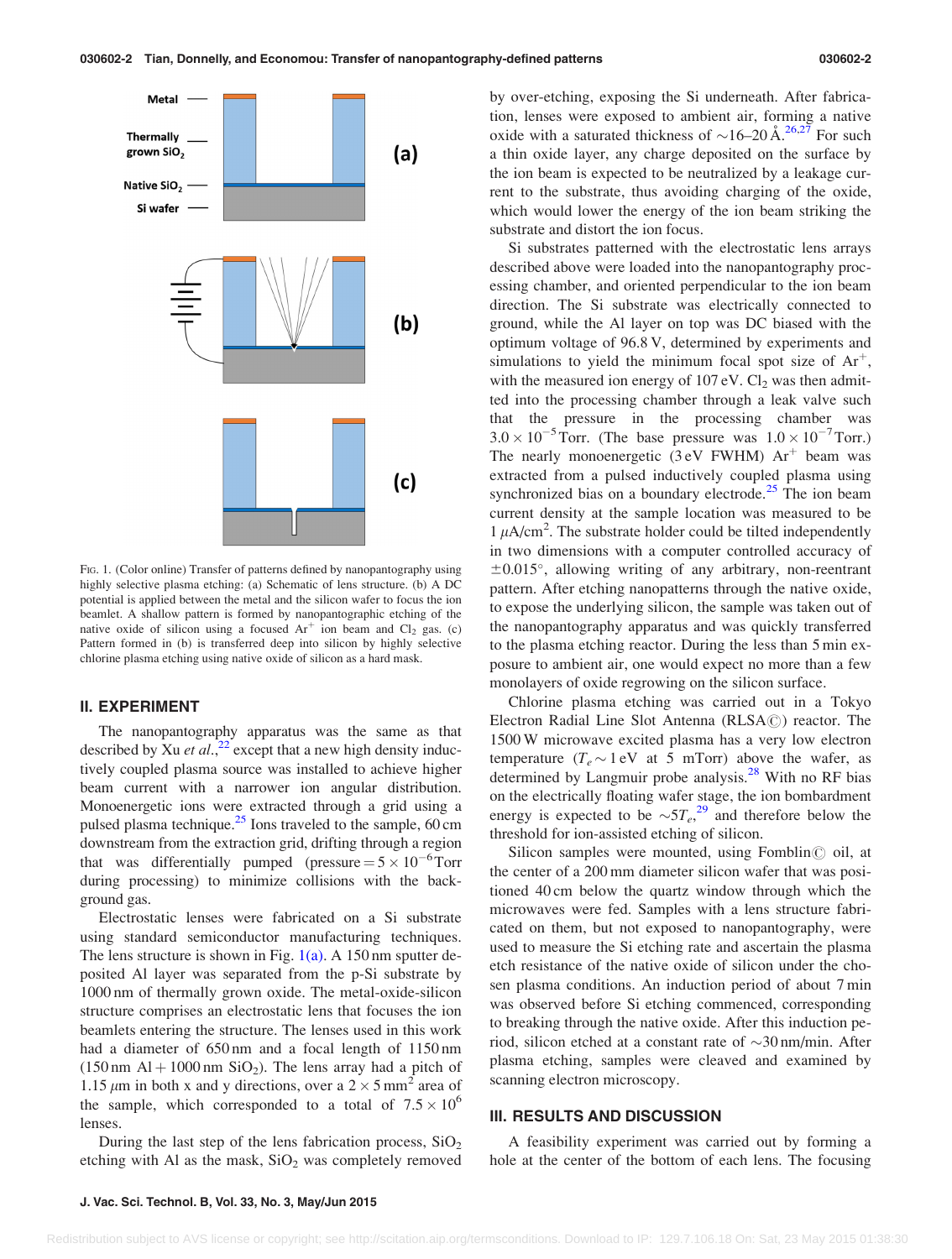FIG. 1. (Color online) Transfer of patterns defined by nanopantography using highly selective plasma etching: (a) Schematic of lens structure. (b) A DC potential is applied between the metal and the silicon wafer to focus the ion beamlet. A shallow pattern is formed by nanopantographic etching of the native oxide of silicon using a focused $Ar^+$ ion beam and $Cl_2$ gas. (c) Pattern formed in (b) is transferred deep into silicon by highly selective chlorine plasma etching using native oxide of silicon as a hard mask.

## II. EXPERIMENT

The nanopantography apparatus was the same as that described by Xu *et al.*,[22] except that a new high density inductively coupled plasma source was installed to achieve higher beam current with a narrower ion angular distribution. Monoenergetic ions were extracted through a grid using a pulsed plasma technique.[25] Ions traveled to the sample, 60 cm downstream from the extraction grid, drifting through a region that was differentially pumped (pressure = $5 \times 10^{-6}$ Torr during processing) to minimize collisions with the background gas.

Electrostatic lenses were fabricated on a Si substrate using standard semiconductor manufacturing techniques. The lens structure is shown in Fig. 1(a). A 150 nm sputter deposited Al layer was separated from the p-Si substrate by 1000 nm of thermally grown oxide. The metal-oxide-silicon structure comprises an electrostatic lens that focuses the ion beamlets entering the structure. The lenses used in this work had a diameter of 650 nm and a focal length of 1150 nm (150 nm Al + 1000 nm $SiO_2$). The lens array had a pitch of 1.15 $\mu$m in both x and y directions, over a $2 \times 5$ mm$^2$ area of the sample, which corresponded to a total of $7.5 \times 10^6$ lenses.

During the last step of the lens fabrication process, $SiO_2$ etching with Al as the mask, $SiO_2$ was completely removed by over-etching, exposing the Si underneath. After fabrication, lenses were exposed to ambient air, forming a native oxide with a saturated thickness of ∼16–20 Å.[26,27] For such a thin oxide layer, any charge deposited on the surface by the ion beam is expected to be neutralized by a leakage current to the substrate, thus avoiding charging of the oxide, which would lower the energy of the ion beam striking the substrate and distort the ion focus.

Si substrates patterned with the electrostatic lens arrays described above were loaded into the nanopantography processing chamber, and oriented perpendicular to the ion beam direction. The Si substrate was electrically connected to ground, while the Al layer on top was DC biased with the optimum voltage of 96.8 V, determined by experiments and simulations to yield the minimum focal spot size of $Ar^+$, with the measured ion energy of 107 eV. $Cl_2$ was then admitted into the processing chamber through a leak valve such that the pressure in the processing chamber was $3.0 \times 10^{-5}$ Torr. (The base pressure was $1.0 \times 10^{-7}$ Torr.) The nearly monoenergetic (3 eV FWHM) $Ar^+$ beam was extracted from a pulsed inductively coupled plasma using synchronized bias on a boundary electrode.[25] The ion beam current density at the sample location was measured to be 1 $\mu$A/cm$^2$. The substrate holder could be tilted independently in two dimensions with a computer controlled accuracy of $\pm 0.015°$, allowing writing of any arbitrary, non-reentrant pattern. After etching nanopatterns through the native oxide, to expose the underlying silicon, the sample was taken out of the nanopantography apparatus and was quickly transferred to the plasma etching reactor. During the less than 5 min exposure to ambient air, one would expect no more than a few monolayers of oxide regrowing on the silicon surface.

Chlorine plasma etching was carried out in a Tokyo Electron Radial Line Slot Antenna (RLSA©) reactor. The 1500 W microwave excited plasma has a very low electron temperature ($T_e \sim 1$ eV at 5 mTorr) above the wafer, as determined by Langmuir probe analysis.[28] With no RF bias on the electrically floating wafer stage, the ion bombardment energy is expected to be $\sim 5T_e$,[29] and therefore below the threshold for ion-assisted etching of silicon.

Silicon samples were mounted, using Fomblin© oil, at the center of a 200 mm diameter silicon wafer that was positioned 40 cm below the quartz window through which the microwaves were fed. Samples with a lens structure fabricated on them, but not exposed to nanopantography, were used to measure the Si etching rate and ascertain the plasma etch resistance of the native oxide of silicon under the chosen plasma conditions. An induction period of about 7 min was observed before Si etching commenced, corresponding to breaking through the native oxide. After this induction period, silicon etched at a constant rate of ∼30 nm/min. After plasma etching, samples were cleaved and examined by scanning electron microscopy.

## III. RESULTS AND DISCUSSION

A feasibility experiment was carried out by forming a hole at the center of the bottom of each lens. The focusing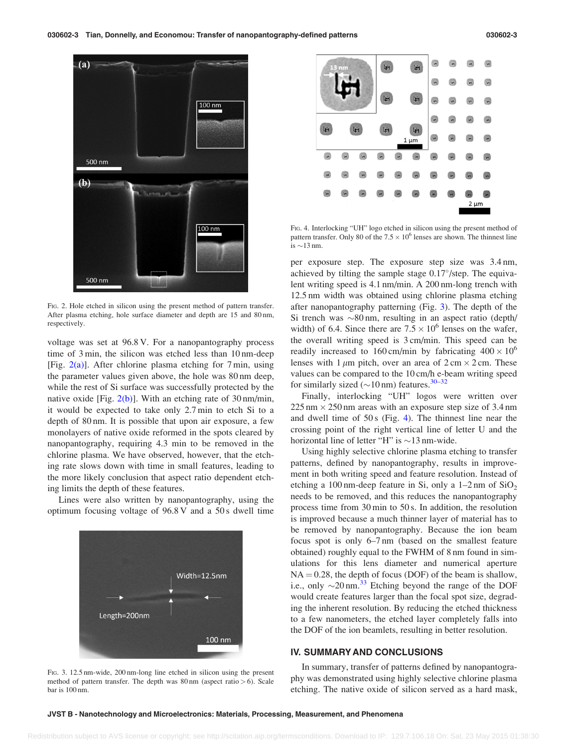FIG. 2. Hole etched in silicon using the present method of pattern transfer. After plasma etching, hole surface diameter and depth are 15 and 80 nm, respectively.

voltage was set at 96.8 V. For a nanopantography process time of 3 min, the silicon was etched less than 10 nm-deep [Fig. 2(a)]. After chlorine plasma etching for 7 min, using the parameter values given above, the hole was 80 nm deep, while the rest of Si surface was successfully protected by the native oxide [Fig. 2(b)]. With an etching rate of 30 nm/min, it would be expected to take only 2.7 min to etch Si to a depth of 80 nm. It is possible that upon air exposure, a few monolayers of native oxide reformed in the spots cleared by nanopantography, requiring 4.3 min to be removed in the chlorine plasma. We have observed, however, that the etching rate slows down with time in small features, leading to the more likely conclusion that aspect ratio dependent etching limits the depth of these features.

Lines were also written by nanopantography, using the optimum focusing voltage of 96.8 V and a 50 s dwell time per exposure step. The exposure step size was 3.4 nm, achieved by tilting the sample stage 0.17°/step. The equivalent writing speed is 4.1 nm/min. A 200 nm-long trench with 12.5 nm width was obtained using chlorine plasma etching after nanopantography patterning (Fig. 3). The depth of the Si trench was ~80 nm, resulting in an aspect ratio (depth/width) of 6.4. Since there are $7.5 \times 10^6$ lenses on the wafer, the overall writing speed is 3 cm/min. This speed can be readily increased to 160 cm/min by fabricating $400 \times 10^6$ lenses with 1 $\mu$m pitch, over an area of 2 cm × 2 cm. These values can be compared to the 10 cm/h e-beam writing speed for similarly sized (~10 nm) features.[30–32]

FIG. 3. 12.5 nm-wide, 200 nm-long line etched in silicon using the present method of pattern transfer. The depth was 80 nm (aspect ratio > 6). Scale bar is 100 nm.

Finally, interlocking "UH" logos were written over 225 nm × 250 nm areas with an exposure step size of 3.4 nm and dwell time of 50 s (Fig. 4). The thinnest line near the crossing point of the right vertical line of letter U and the horizontal line of letter "H" is ~13 nm-wide.

FIG. 4. Interlocking "UH" logo etched in silicon using the present method of pattern transfer. Only 80 of the $7.5 \times 10^6$ lenses are shown. The thinnest line is ~13 nm.

Using highly selective chlorine plasma etching to transfer patterns, defined by nanopantography, results in improvement in both writing speed and feature resolution. Instead of etching a 100 nm-deep feature in Si, only a 1–2 nm of $SiO_2$ needs to be removed, and this reduces the nanopantography process time from 30 min to 50 s. In addition, the resolution is improved because a much thinner layer of material has to be removed by nanopantography. Because the ion beam focus spot is only 6–7 nm (based on the smallest feature obtained) roughly equal to the FWHM of 8 nm found in simulations for this lens diameter and numerical aperture NA = 0.28, the depth of focus (DOF) of the beam is shallow, i.e., only ~20 nm.[33] Etching beyond the range of the DOF would create features larger than the focal spot size, degrading the inherent resolution. By reducing the etched thickness to a few nanometers, the etched layer completely falls into the DOF of the ion beamlets, resulting in better resolution.

## IV. SUMMARY AND CONCLUSIONS

In summary, transfer of patterns defined by nanopantography was demonstrated using highly selective chlorine plasma etching. The native oxide of silicon served as a hard mask,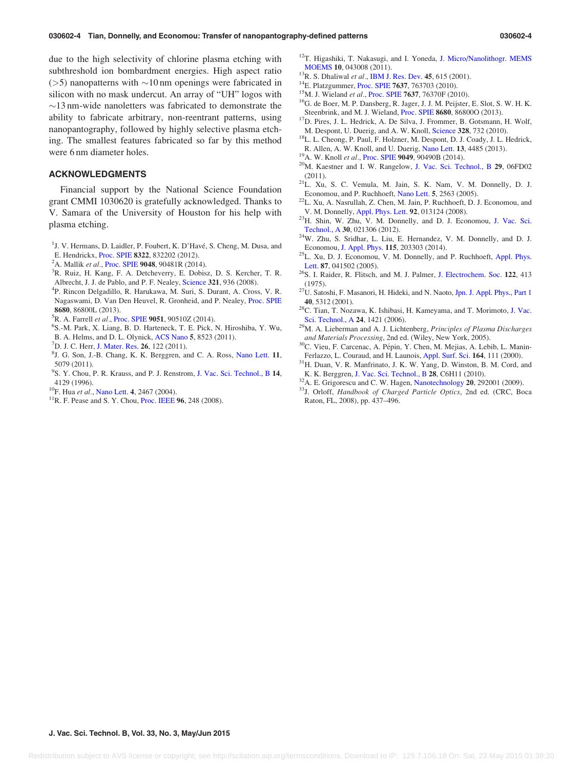due to the high selectivity of chlorine plasma etching with subthreshold ion bombardment energies. High aspect ratio (>5) nanopatterns with ~10 nm openings were fabricated in silicon with no mask undercut. An array of "UH" logos with ~13 nm-wide nanoletters was fabricated to demonstrate the ability to fabricate arbitrary, non-reentrant patterns, using nanopantography, followed by highly selective plasma etching. The smallest features fabricated so far by this method were 6 nm diameter holes.

## ACKNOWLEDGMENTS

Financial support by the National Science Foundation grant CMMI 1030620 is gratefully acknowledged. Thanks to V. Samara of the University of Houston for his help with plasma etching.

[1] J. V. Hermans, D. Laidler, P. Foubert, K. D'Havé, S. Cheng, M. Dusa, and E. Hendrickx, Proc. SPIE **8322**, 832202 (2012).
[2] A. Mallik *et al.*, Proc. SPIE **9048**, 90481R (2014).
[3] R. Ruiz, H. Kang, F. A. Detcheverry, E. Dobisz, D. S. Kercher, T. R. Albrecht, J. J. de Pablo, and P. F. Nealey, Science **321**, 936 (2008).
[4] P. Rincon Delgadillo, R. Harukawa, M. Suri, S. Durant, A. Cross, V. R. Nagaswami, D. Van Den Heuvel, R. Gronheid, and P. Nealey, Proc. SPIE **8680**, 86800L (2013).
[5] R. A. Farrell *et al.*, Proc. SPIE **9051**, 90510Z (2014).
[6] S.-M. Park, X. Liang, B. D. Harteneck, T. E. Pick, N. Hiroshiba, Y. Wu, B. A. Helms, and D. L. Olynick, ACS Nano **5**, 8523 (2011).
[7] D. J. C. Herr, J. Mater. Res. **26**, 122 (2011).
[8] J. G. Son, J.-B. Chang, K. K. Berggren, and C. A. Ross, Nano Lett. **11**, 5079 (2011).
[9] S. Y. Chou, P. R. Krauss, and P. J. Renstrom, J. Vac. Sci. Technol., B **14**, 4129 (1996).
[10] F. Hua *et al.*, Nano Lett. **4**, 2467 (2004).
[11] R. F. Pease and S. Y. Chou, Proc. IEEE **96**, 248 (2008).
[12] T. Higashiki, T. Nakasugi, and I. Yoneda, J. Micro/Nanolithogr. MEMS MOEMS **10**, 043008 (2011).
[13] R. S. Dhaliwal *et al.*, IBM J. Res. Dev. **45**, 615 (2001).
[14] E. Platzgummer, Proc. SPIE **7637**, 763703 (2010).
[15] M. J. Wieland *et al.*, Proc. SPIE **7637**, 76370F (2010).
[16] G. de Boer, M. P. Dansberg, R. Jager, J. J. M. Peijster, E. Slot, S. W. H. K. Steenbrink, and M. J. Wieland, Proc. SPIE **8680**, 86800O (2013).
[17] D. Pires, J. L. Hedrick, A. De Silva, J. Frommer, B. Gotsmann, H. Wolf, M. Despont, U. Duerig, and A. W. Knoll, Science **328**, 732 (2010).
[18] L. L. Cheong, P. Paul, F. Holzner, M. Despont, D. J. Coady, J. L. Hedrick, R. Allen, A. W. Knoll, and U. Duerig, Nano Lett. **13**, 4485 (2013).
[19] A. W. Knoll *et al.*, Proc. SPIE **9049**, 90490B (2014).
[20] M. Kaestner and I. W. Rangelow, J. Vac. Sci. Technol., B **29**, 06FD02 (2011).
[21] L. Xu, S. C. Vemula, M. Jain, S. K. Nam, V. M. Donnelly, D. J. Economou, and P. Ruchhoeft, Nano Lett. **5**, 2563 (2005).
[22] L. Xu, A. Nasrullah, Z. Chen, M. Jain, P. Ruchhoeft, D. J. Economou, and V. M. Donnelly, Appl. Phys. Lett. **92**, 013124 (2008).
[23] H. Shin, W. Zhu, V. M. Donnelly, and D. J. Economou, J. Vac. Sci. Technol., A **30**, 021306 (2012).
[24] W. Zhu, S. Sridhar, L. Liu, E. Hernandez, V. M. Donnelly, and D. J. Economou, J. Appl. Phys. **115**, 203303 (2014).
[25] L. Xu, D. J. Economou, V. M. Donnelly, and P. Ruchhoeft, Appl. Phys. Lett. **87**, 041502 (2005).
[26] S. I. Raider, R. Flitsch, and M. J. Palmer, J. Electrochem. Soc. **122**, 413 (1975).
[27] U. Satoshi, F. Masanori, H. Hideki, and N. Naoto, Jpn. J. Appl. Phys., Part 1 **40**, 5312 (2001).
[28] C. Tian, T. Nozawa, K. Ishibasi, H. Kameyama, and T. Morimoto, J. Vac. Sci. Technol., A **24**, 1421 (2006).
[29] M. A. Lieberman and A. J. Lichtenberg, *Principles of Plasma Discharges and Materials Processing*, 2nd ed. (Wiley, New York, 2005).
[30] C. Vieu, F. Carcenac, A. Pépin, Y. Chen, M. Mejias, A. Lebib, L. Manin-Ferlazzo, L. Couraud, and H. Launois, Appl. Surf. Sci. **164**, 111 (2000).
[31] H. Duan, V. R. Manfrinato, J. K. W. Yang, D. Winston, B. M. Cord, and K. K. Berggren, J. Vac. Sci. Technol., B **28**, C6H11 (2010).
[32] A. E. Grigorescu and C. W. Hagen, Nanotechnology **20**, 292001 (2009).
[33] J. Orloff, *Handbook of Charged Particle Optics*, 2nd ed. (CRC, Boca Raton, FL, 2008), pp. 437–496.